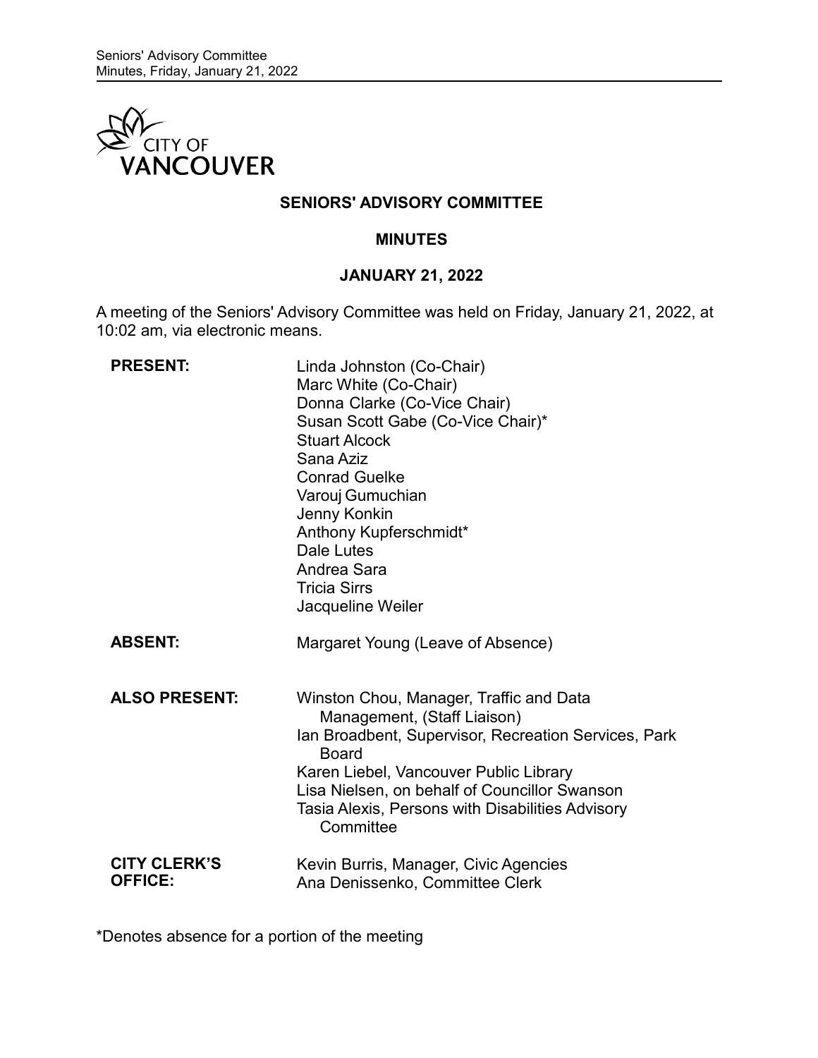# SENIORS' ADVISORY COMMITTEE

## MINUTES

### JANUARY 21, 2022

A meeting of the Seniors' Advisory Committee was held on Friday, January 21, 2022, at 10:02 am, via electronic means.

| | |
|---|---|
| **PRESENT:** | Linda Johnston (Co-Chair)<br>Marc White (Co-Chair)<br>Donna Clarke (Co-Vice Chair)<br>Susan Scott Gabe (Co-Vice Chair)*<br>Stuart Alcock<br>Sana Aziz<br>Conrad Guelke<br>Varouj Gumuchian<br>Jenny Konkin<br>Anthony Kupferschmidt*<br>Dale Lutes<br>Andrea Sara<br>Tricia Sirrs<br>Jacqueline Weiler |
| **ABSENT:** | Margaret Young (Leave of Absence) |
| **ALSO PRESENT:** | Winston Chou, Manager, Traffic and Data Management, (Staff Liaison)<br>Ian Broadbent, Supervisor, Recreation Services, Park Board<br>Karen Liebel, Vancouver Public Library<br>Lisa Nielsen, on behalf of Councillor Swanson<br>Tasia Alexis, Persons with Disabilities Advisory Committee |
| **CITY CLERK'S OFFICE:** | Kevin Burris, Manager, Civic Agencies<br>Ana Denissenko, Committee Clerk |

*Denotes absence for a portion of the meeting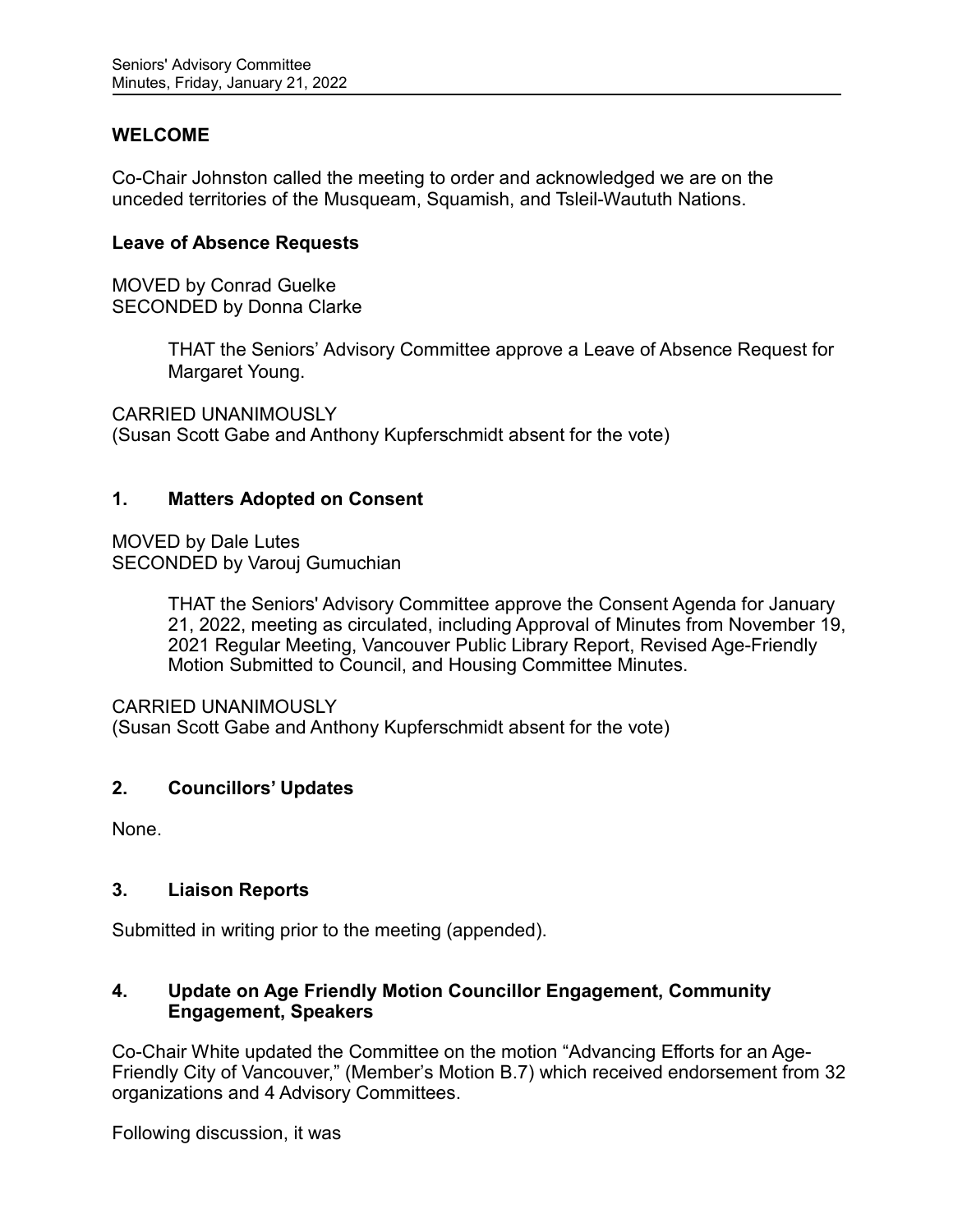## WELCOME

Co-Chair Johnston called the meeting to order and acknowledged we are on the unceded territories of the Musqueam, Squamish, and Tsleil-Waututh Nations.

### Leave of Absence Requests

MOVED by Conrad Guelke
SECONDED by Donna Clarke

> THAT the Seniors' Advisory Committee approve a Leave of Absence Request for Margaret Young.

CARRIED UNANIMOUSLY
(Susan Scott Gabe and Anthony Kupferschmidt absent for the vote)

### 1. Matters Adopted on Consent

MOVED by Dale Lutes
SECONDED by Varouj Gumuchian

> THAT the Seniors' Advisory Committee approve the Consent Agenda for January 21, 2022, meeting as circulated, including Approval of Minutes from November 19, 2021 Regular Meeting, Vancouver Public Library Report, Revised Age-Friendly Motion Submitted to Council, and Housing Committee Minutes.

CARRIED UNANIMOUSLY
(Susan Scott Gabe and Anthony Kupferschmidt absent for the vote)

### 2. Councillors' Updates

None.

### 3. Liaison Reports

Submitted in writing prior to the meeting (appended).

### 4. Update on Age Friendly Motion Councillor Engagement, Community Engagement, Speakers

Co-Chair White updated the Committee on the motion "Advancing Efforts for an Age-Friendly City of Vancouver," (Member's Motion B.7) which received endorsement from 32 organizations and 4 Advisory Committees.

Following discussion, it was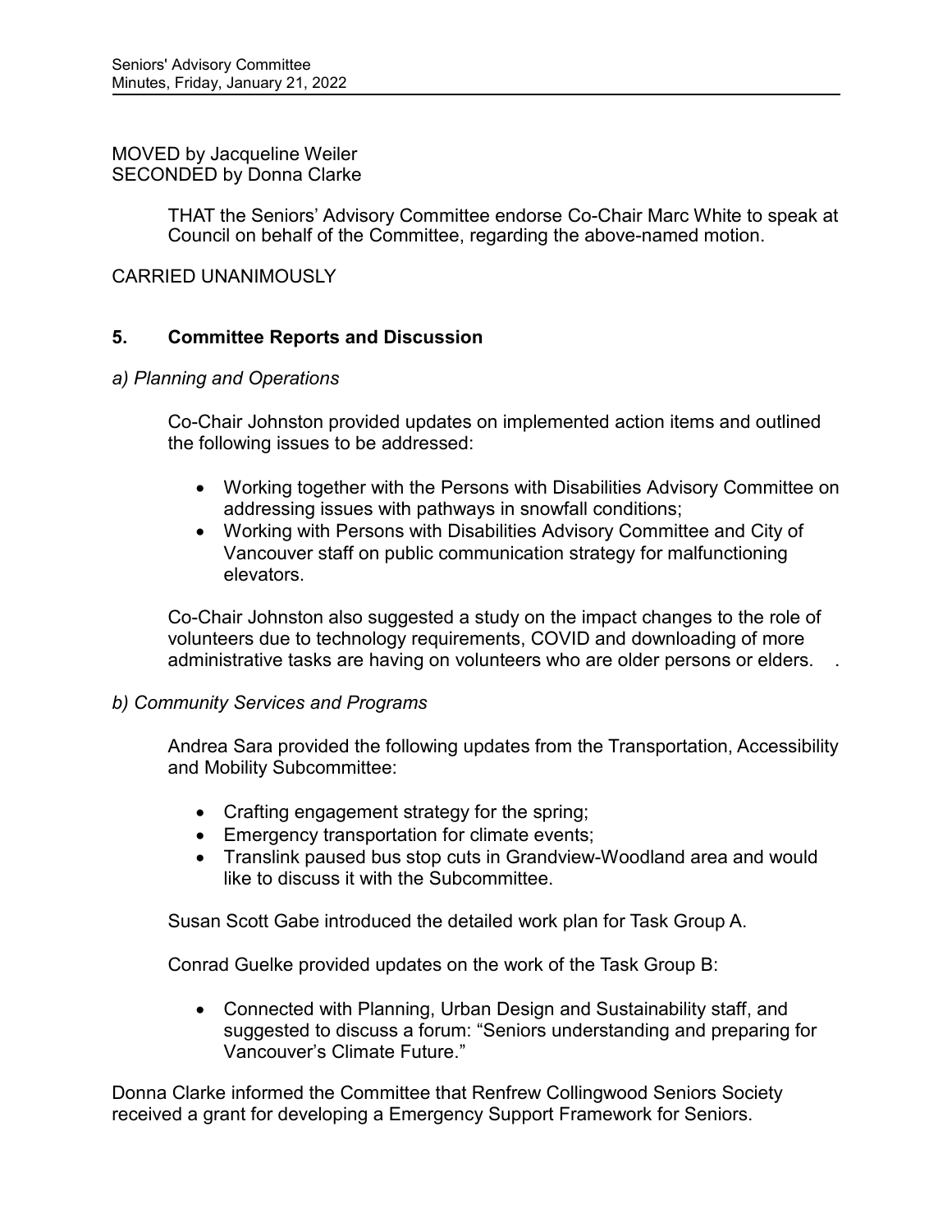MOVED by Jacqueline Weiler
SECONDED by Donna Clarke

> THAT the Seniors' Advisory Committee endorse Co-Chair Marc White to speak at Council on behalf of the Committee, regarding the above-named motion.

CARRIED UNANIMOUSLY

## 5. Committee Reports and Discussion

*a) Planning and Operations*

Co-Chair Johnston provided updates on implemented action items and outlined the following issues to be addressed:

- Working together with the Persons with Disabilities Advisory Committee on addressing issues with pathways in snowfall conditions;
- Working with Persons with Disabilities Advisory Committee and City of Vancouver staff on public communication strategy for malfunctioning elevators.

Co-Chair Johnston also suggested a study on the impact changes to the role of volunteers due to technology requirements, COVID and downloading of more administrative tasks are having on volunteers who are older persons or elders.

*b) Community Services and Programs*

Andrea Sara provided the following updates from the Transportation, Accessibility and Mobility Subcommittee:

- Crafting engagement strategy for the spring;
- Emergency transportation for climate events;
- Translink paused bus stop cuts in Grandview-Woodland area and would like to discuss it with the Subcommittee.

Susan Scott Gabe introduced the detailed work plan for Task Group A.

Conrad Guelke provided updates on the work of the Task Group B:

- Connected with Planning, Urban Design and Sustainability staff, and suggested to discuss a forum: "Seniors understanding and preparing for Vancouver's Climate Future."

Donna Clarke informed the Committee that Renfrew Collingwood Seniors Society received a grant for developing a Emergency Support Framework for Seniors.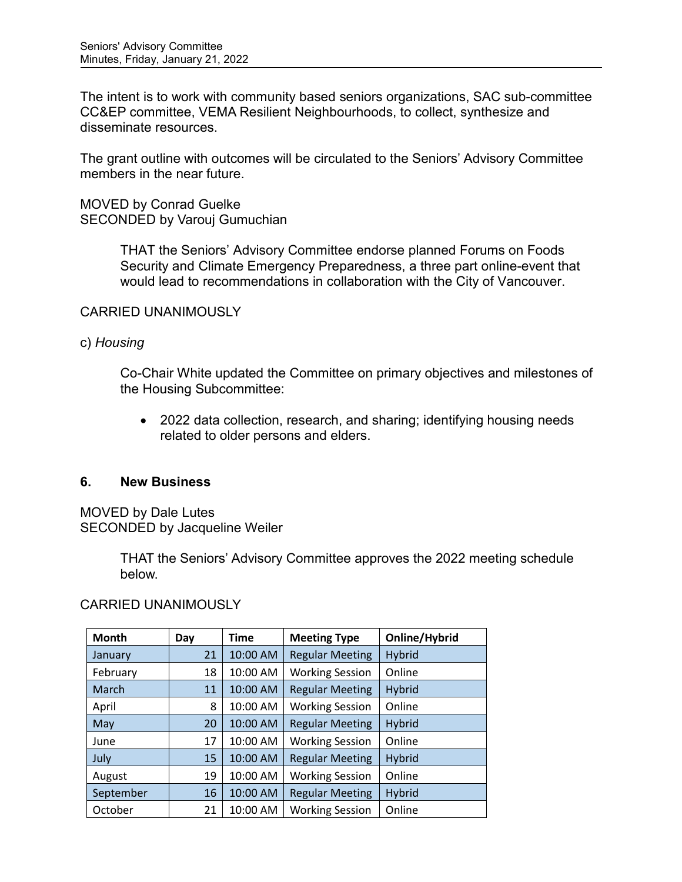The intent is to work with community based seniors organizations, SAC sub-committee CC&EP committee, VEMA Resilient Neighbourhoods, to collect, synthesize and disseminate resources.

The grant outline with outcomes will be circulated to the Seniors' Advisory Committee members in the near future.

MOVED by Conrad Guelke
SECONDED by Varouj Gumuchian

> THAT the Seniors' Advisory Committee endorse planned Forums on Foods Security and Climate Emergency Preparedness, a three part online-event that would lead to recommendations in collaboration with the City of Vancouver.

CARRIED UNANIMOUSLY

c) *Housing*

Co-Chair White updated the Committee on primary objectives and milestones of the Housing Subcommittee:

- 2022 data collection, research, and sharing; identifying housing needs related to older persons and elders.

## 6. New Business

MOVED by Dale Lutes
SECONDED by Jacqueline Weiler

> THAT the Seniors' Advisory Committee approves the 2022 meeting schedule below.

CARRIED UNANIMOUSLY

| Month | Day | Time | Meeting Type | Online/Hybrid |
|---|---|---|---|---|
| January | 21 | 10:00 AM | Regular Meeting | Hybrid |
| February | 18 | 10:00 AM | Working Session | Online |
| March | 11 | 10:00 AM | Regular Meeting | Hybrid |
| April | 8 | 10:00 AM | Working Session | Online |
| May | 20 | 10:00 AM | Regular Meeting | Hybrid |
| June | 17 | 10:00 AM | Working Session | Online |
| July | 15 | 10:00 AM | Regular Meeting | Hybrid |
| August | 19 | 10:00 AM | Working Session | Online |
| September | 16 | 10:00 AM | Regular Meeting | Hybrid |
| October | 21 | 10:00 AM | Working Session | Online |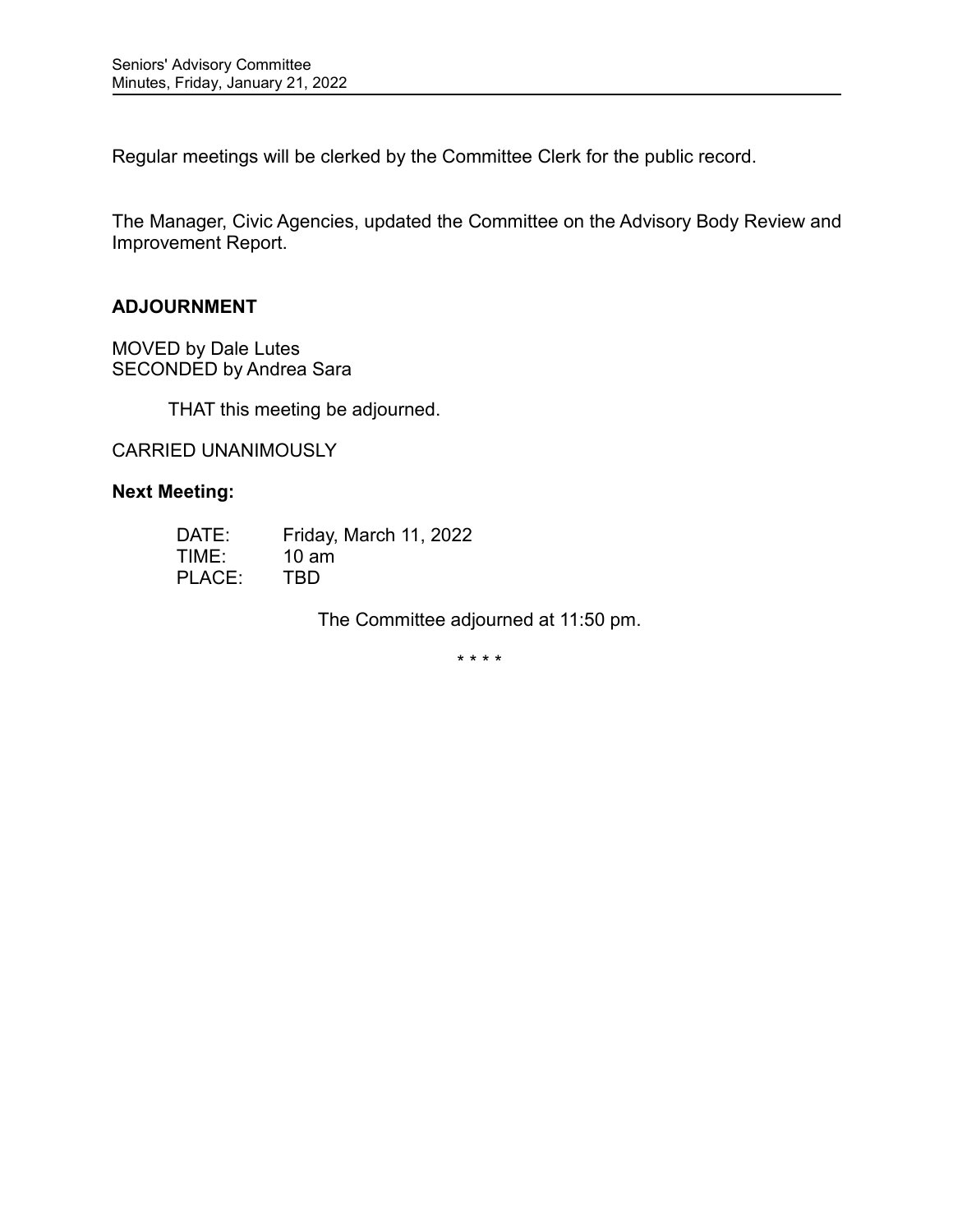Regular meetings will be clerked by the Committee Clerk for the public record.

The Manager, Civic Agencies, updated the Committee on the Advisory Body Review and Improvement Report.

## ADJOURNMENT

MOVED by Dale Lutes
SECONDED by Andrea Sara

THAT this meeting be adjourned.

CARRIED UNANIMOUSLY

**Next Meeting:**

DATE: Friday, March 11, 2022
TIME: 10 am
PLACE: TBD

The Committee adjourned at 11:50 pm.

\* \* \* \*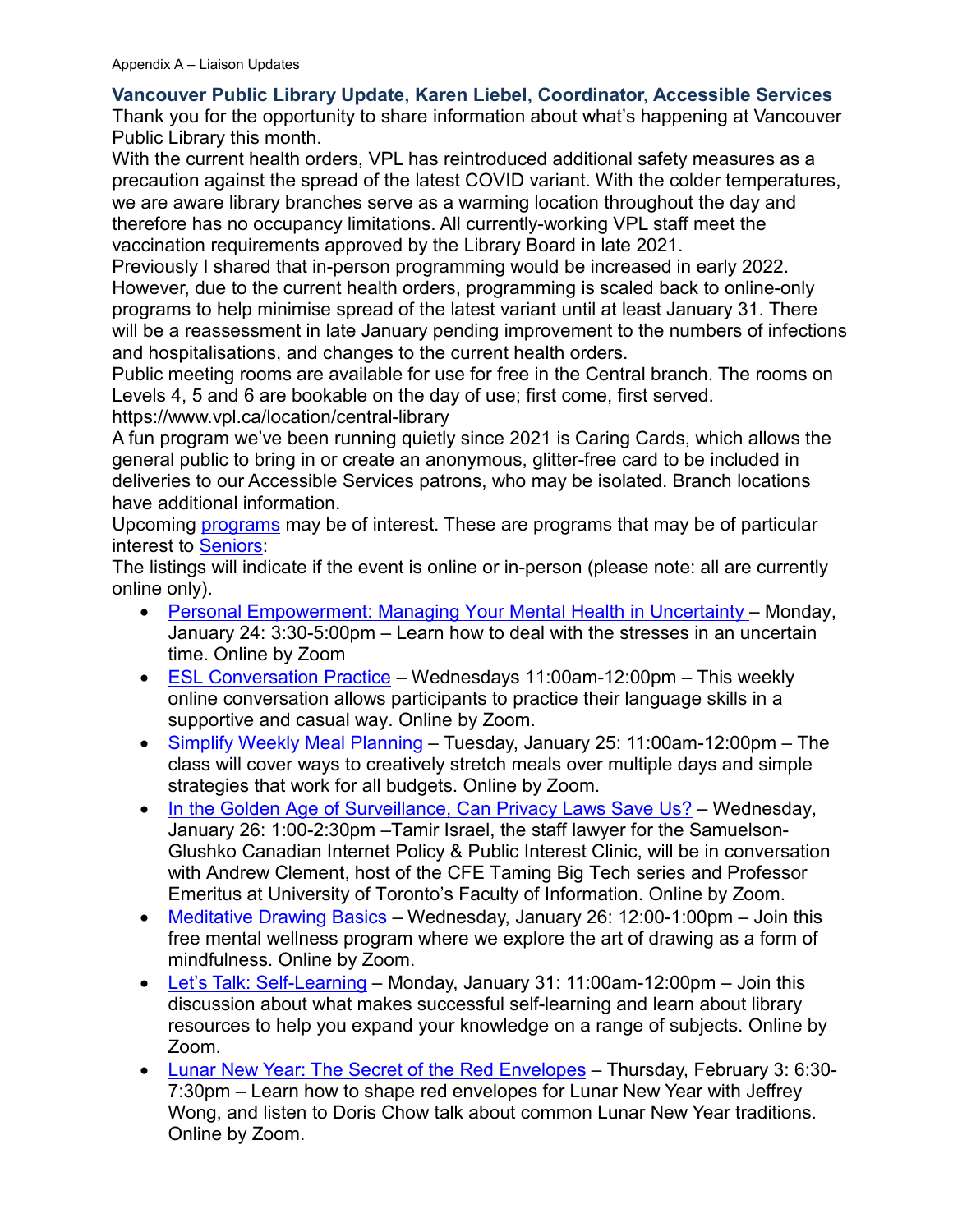Appendix A – Liaison Updates

### Vancouver Public Library Update, Karen Liebel, Coordinator, Accessible Services

Thank you for the opportunity to share information about what's happening at Vancouver Public Library this month.

With the current health orders, VPL has reintroduced additional safety measures as a precaution against the spread of the latest COVID variant. With the colder temperatures, we are aware library branches serve as a warming location throughout the day and therefore has no occupancy limitations. All currently-working VPL staff meet the vaccination requirements approved by the Library Board in late 2021.

Previously I shared that in-person programming would be increased in early 2022. However, due to the current health orders, programming is scaled back to online-only programs to help minimise spread of the latest variant until at least January 31. There will be a reassessment in late January pending improvement to the numbers of infections and hospitalisations, and changes to the current health orders.

Public meeting rooms are available for use for free in the Central branch. The rooms on Levels 4, 5 and 6 are bookable on the day of use; first come, first served. https://www.vpl.ca/location/central-library

A fun program we've been running quietly since 2021 is Caring Cards, which allows the general public to bring in or create an anonymous, glitter-free card to be included in deliveries to our Accessible Services patrons, who may be isolated. Branch locations have additional information.

Upcoming programs may be of interest. These are programs that may be of particular interest to Seniors:

The listings will indicate if the event is online or in-person (please note: all are currently online only).

- Personal Empowerment: Managing Your Mental Health in Uncertainty – Monday, January 24: 3:30-5:00pm – Learn how to deal with the stresses in an uncertain time. Online by Zoom
- ESL Conversation Practice – Wednesdays 11:00am-12:00pm – This weekly online conversation allows participants to practice their language skills in a supportive and casual way. Online by Zoom.
- Simplify Weekly Meal Planning – Tuesday, January 25: 11:00am-12:00pm – The class will cover ways to creatively stretch meals over multiple days and simple strategies that work for all budgets. Online by Zoom.
- In the Golden Age of Surveillance, Can Privacy Laws Save Us? – Wednesday, January 26: 1:00-2:30pm –Tamir Israel, the staff lawyer for the Samuelson-Glushko Canadian Internet Policy & Public Interest Clinic, will be in conversation with Andrew Clement, host of the CFE Taming Big Tech series and Professor Emeritus at University of Toronto's Faculty of Information. Online by Zoom.
- Meditative Drawing Basics – Wednesday, January 26: 12:00-1:00pm – Join this free mental wellness program where we explore the art of drawing as a form of mindfulness. Online by Zoom.
- Let's Talk: Self-Learning – Monday, January 31: 11:00am-12:00pm – Join this discussion about what makes successful self-learning and learn about library resources to help you expand your knowledge on a range of subjects. Online by Zoom.
- Lunar New Year: The Secret of the Red Envelopes – Thursday, February 3: 6:30-7:30pm – Learn how to shape red envelopes for Lunar New Year with Jeffrey Wong, and listen to Doris Chow talk about common Lunar New Year traditions. Online by Zoom.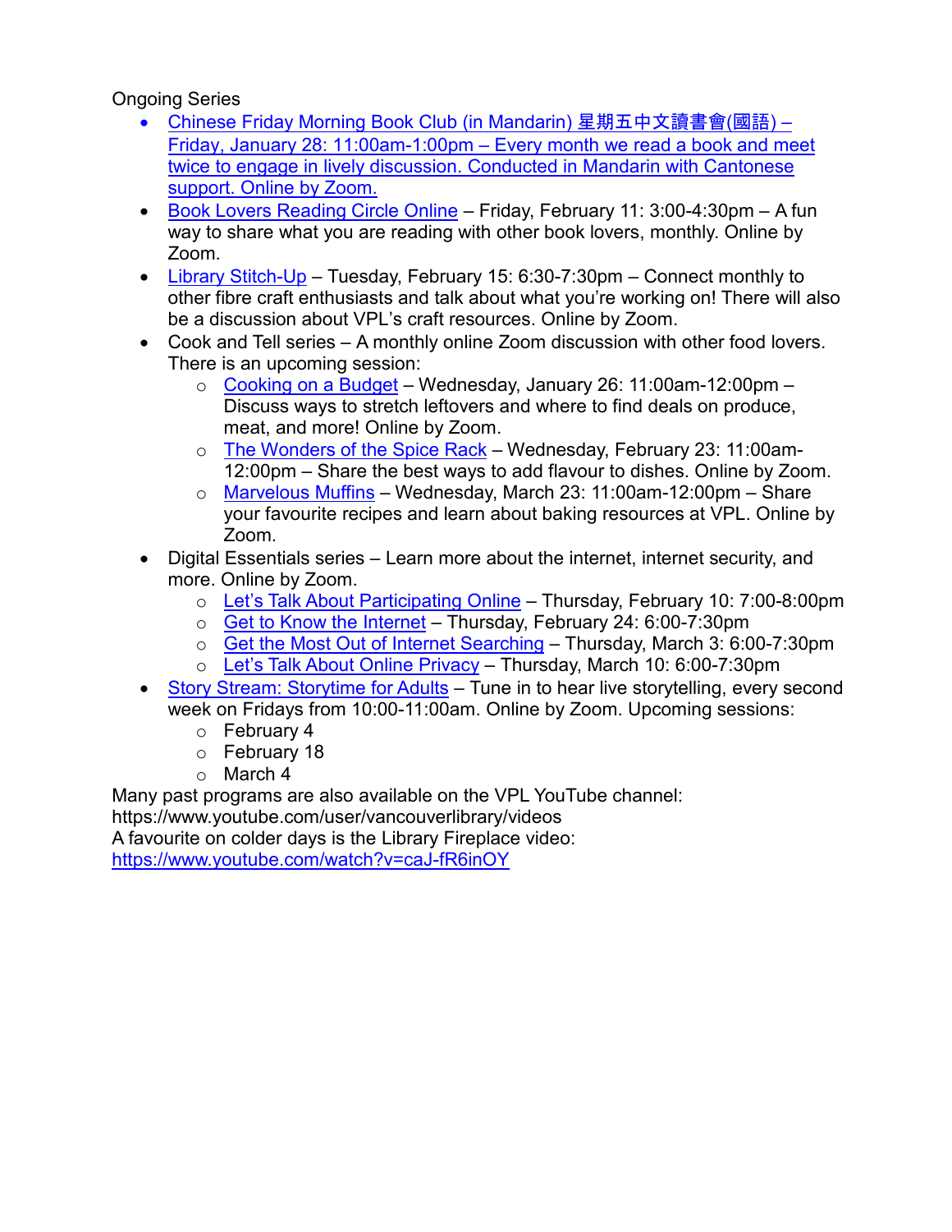Ongoing Series

- Chinese Friday Morning Book Club (in Mandarin) 星期五中文讀書會(國語) – Friday, January 28: 11:00am-1:00pm – Every month we read a book and meet twice to engage in lively discussion. Conducted in Mandarin with Cantonese support. Online by Zoom.
- Book Lovers Reading Circle Online – Friday, February 11: 3:00-4:30pm – A fun way to share what you are reading with other book lovers, monthly. Online by Zoom.
- Library Stitch-Up – Tuesday, February 15: 6:30-7:30pm – Connect monthly to other fibre craft enthusiasts and talk about what you're working on! There will also be a discussion about VPL's craft resources. Online by Zoom.
- Cook and Tell series – A monthly online Zoom discussion with other food lovers. There is an upcoming session:
  - Cooking on a Budget – Wednesday, January 26: 11:00am-12:00pm – Discuss ways to stretch leftovers and where to find deals on produce, meat, and more! Online by Zoom.
  - The Wonders of the Spice Rack – Wednesday, February 23: 11:00am-12:00pm – Share the best ways to add flavour to dishes. Online by Zoom.
  - Marvelous Muffins – Wednesday, March 23: 11:00am-12:00pm – Share your favourite recipes and learn about baking resources at VPL. Online by Zoom.
- Digital Essentials series – Learn more about the internet, internet security, and more. Online by Zoom.
  - Let's Talk About Participating Online – Thursday, February 10: 7:00-8:00pm
  - Get to Know the Internet – Thursday, February 24: 6:00-7:30pm
  - Get the Most Out of Internet Searching – Thursday, March 3: 6:00-7:30pm
  - Let's Talk About Online Privacy – Thursday, March 10: 6:00-7:30pm
- Story Stream: Storytime for Adults – Tune in to hear live storytelling, every second week on Fridays from 10:00-11:00am. Online by Zoom. Upcoming sessions:
  - February 4
  - February 18
  - March 4

Many past programs are also available on the VPL YouTube channel: https://www.youtube.com/user/vancouverlibrary/videos
A favourite on colder days is the Library Fireplace video: https://www.youtube.com/watch?v=caJ-fR6inOY